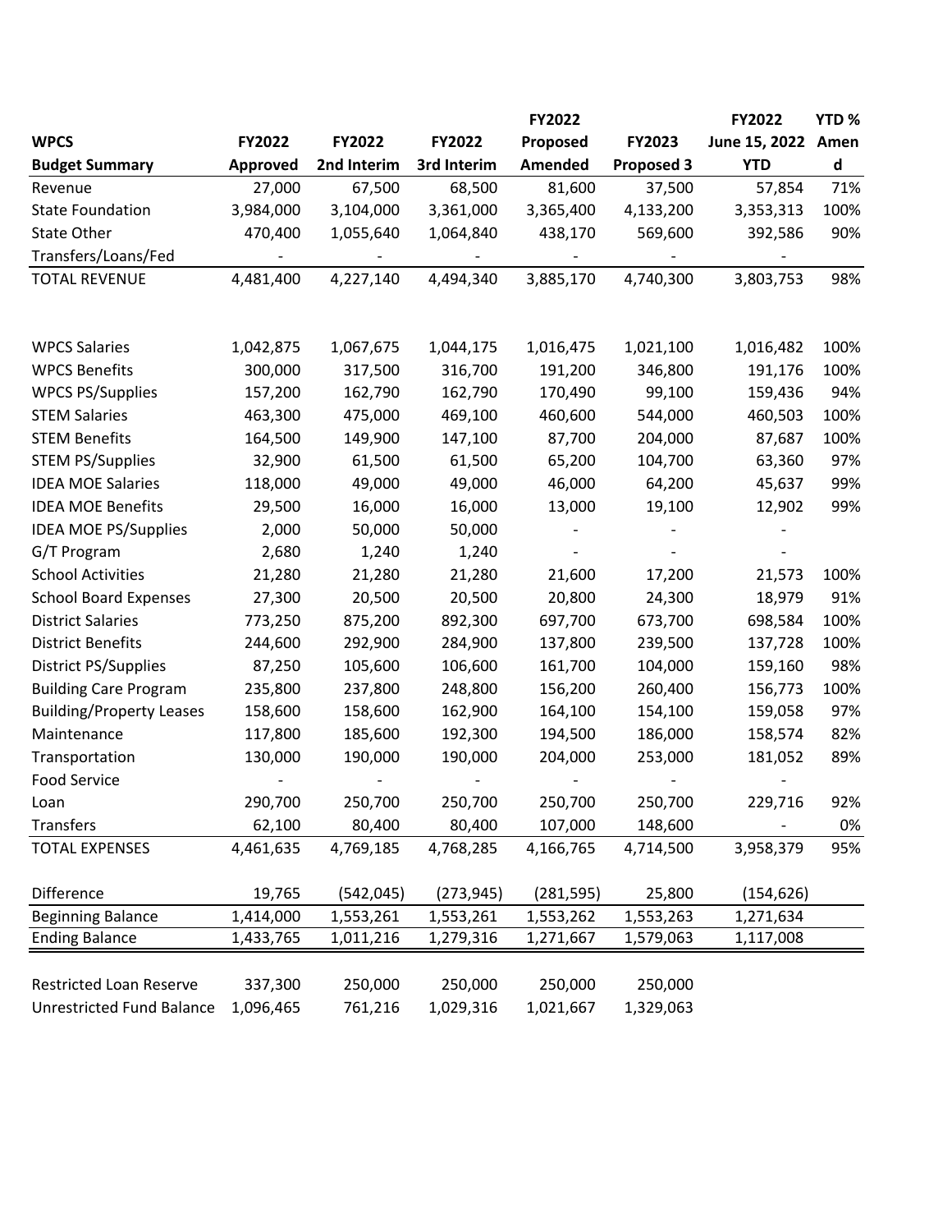| WPCS Budget Summary | FY2022 Approved | FY2022 2nd Interim | FY2022 3rd Interim | FY2022 Proposed Amended | FY2023 Proposed 3 | FY2022 June 15, 2022 YTD | YTD % Amend |
|---|---|---|---|---|---|---|---|
| Revenue | 27,000 | 67,500 | 68,500 | 81,600 | 37,500 | 57,854 | 71% |
| State Foundation | 3,984,000 | 3,104,000 | 3,361,000 | 3,365,400 | 4,133,200 | 3,353,313 | 100% |
| State Other | 470,400 | 1,055,640 | 1,064,840 | 438,170 | 569,600 | 392,586 | 90% |
| Transfers/Loans/Fed | - | - | - | - | - | - | |
| TOTAL REVENUE | 4,481,400 | 4,227,140 | 4,494,340 | 3,885,170 | 4,740,300 | 3,803,753 | 98% |
| | | | | | | | |
| WPCS Salaries | 1,042,875 | 1,067,675 | 1,044,175 | 1,016,475 | 1,021,100 | 1,016,482 | 100% |
| WPCS Benefits | 300,000 | 317,500 | 316,700 | 191,200 | 346,800 | 191,176 | 100% |
| WPCS PS/Supplies | 157,200 | 162,790 | 162,790 | 170,490 | 99,100 | 159,436 | 94% |
| STEM Salaries | 463,300 | 475,000 | 469,100 | 460,600 | 544,000 | 460,503 | 100% |
| STEM Benefits | 164,500 | 149,900 | 147,100 | 87,700 | 204,000 | 87,687 | 100% |
| STEM PS/Supplies | 32,900 | 61,500 | 61,500 | 65,200 | 104,700 | 63,360 | 97% |
| IDEA MOE Salaries | 118,000 | 49,000 | 49,000 | 46,000 | 64,200 | 45,637 | 99% |
| IDEA MOE Benefits | 29,500 | 16,000 | 16,000 | 13,000 | 19,100 | 12,902 | 99% |
| IDEA MOE PS/Supplies | 2,000 | 50,000 | 50,000 | - | - | - | |
| G/T Program | 2,680 | 1,240 | 1,240 | - | - | - | |
| School Activities | 21,280 | 21,280 | 21,280 | 21,600 | 17,200 | 21,573 | 100% |
| School Board Expenses | 27,300 | 20,500 | 20,500 | 20,800 | 24,300 | 18,979 | 91% |
| District Salaries | 773,250 | 875,200 | 892,300 | 697,700 | 673,700 | 698,584 | 100% |
| District Benefits | 244,600 | 292,900 | 284,900 | 137,800 | 239,500 | 137,728 | 100% |
| District PS/Supplies | 87,250 | 105,600 | 106,600 | 161,700 | 104,000 | 159,160 | 98% |
| Building Care Program | 235,800 | 237,800 | 248,800 | 156,200 | 260,400 | 156,773 | 100% |
| Building/Property Leases | 158,600 | 158,600 | 162,900 | 164,100 | 154,100 | 159,058 | 97% |
| Maintenance | 117,800 | 185,600 | 192,300 | 194,500 | 186,000 | 158,574 | 82% |
| Transportation | 130,000 | 190,000 | 190,000 | 204,000 | 253,000 | 181,052 | 89% |
| Food Service | - | - | - | - | - | - | |
| Loan | 290,700 | 250,700 | 250,700 | 250,700 | 250,700 | 229,716 | 92% |
| Transfers | 62,100 | 80,400 | 80,400 | 107,000 | 148,600 | - | 0% |
| TOTAL EXPENSES | 4,461,635 | 4,769,185 | 4,768,285 | 4,166,765 | 4,714,500 | 3,958,379 | 95% |
| | | | | | | | |
| Difference | 19,765 | (542,045) | (273,945) | (281,595) | 25,800 | (154,626) | |
| Beginning Balance | 1,414,000 | 1,553,261 | 1,553,261 | 1,553,262 | 1,553,263 | 1,271,634 | |
| Ending Balance | 1,433,765 | 1,011,216 | 1,279,316 | 1,271,667 | 1,579,063 | 1,117,008 | |
| | | | | | | | |
| Restricted Loan Reserve | 337,300 | 250,000 | 250,000 | 250,000 | 250,000 | | |
| Unrestricted Fund Balance | 1,096,465 | 761,216 | 1,029,316 | 1,021,667 | 1,329,063 | | |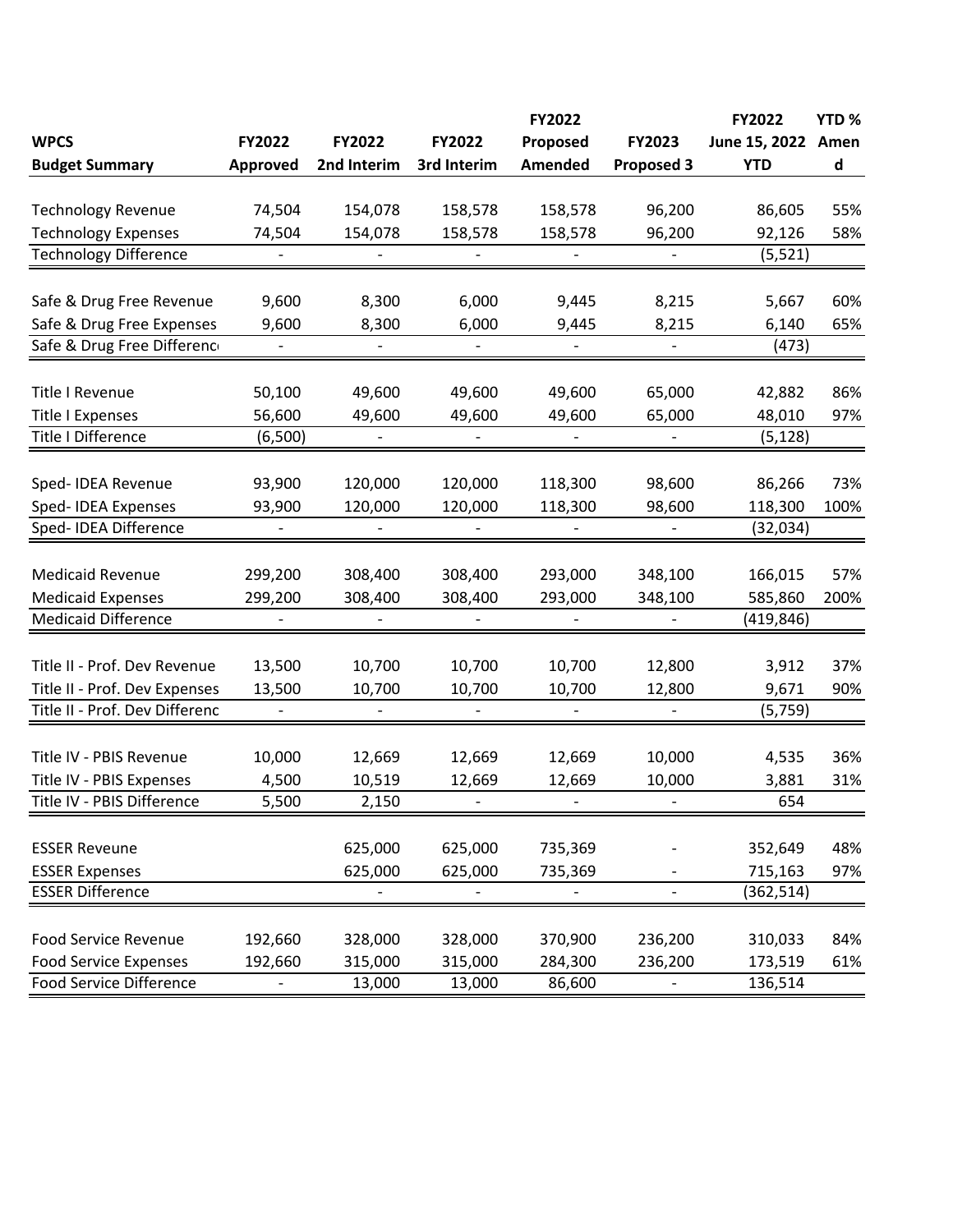| WPCS Budget Summary | FY2022 Approved | FY2022 2nd Interim | FY2022 3rd Interim | FY2022 Proposed Amended | FY2023 Proposed 3 | FY2022 June 15, 2022 YTD | YTD % Amend |
|---|---|---|---|---|---|---|---|
| Technology Revenue | 74,504 | 154,078 | 158,578 | 158,578 | 96,200 | 86,605 | 55% |
| Technology Expenses | 74,504 | 154,078 | 158,578 | 158,578 | 96,200 | 92,126 | 58% |
| Technology Difference | - | - | - | - | - | (5,521) | |
| Safe & Drug Free Revenue | 9,600 | 8,300 | 6,000 | 9,445 | 8,215 | 5,667 | 60% |
| Safe & Drug Free Expenses | 9,600 | 8,300 | 6,000 | 9,445 | 8,215 | 6,140 | 65% |
| Safe & Drug Free Differenc | - | - | - | - | - | (473) | |
| Title I Revenue | 50,100 | 49,600 | 49,600 | 49,600 | 65,000 | 42,882 | 86% |
| Title I Expenses | 56,600 | 49,600 | 49,600 | 49,600 | 65,000 | 48,010 | 97% |
| Title I Difference | (6,500) | - | - | - | - | (5,128) | |
| Sped- IDEA Revenue | 93,900 | 120,000 | 120,000 | 118,300 | 98,600 | 86,266 | 73% |
| Sped- IDEA Expenses | 93,900 | 120,000 | 120,000 | 118,300 | 98,600 | 118,300 | 100% |
| Sped- IDEA Difference | - | - | - | - | - | (32,034) | |
| Medicaid Revenue | 299,200 | 308,400 | 308,400 | 293,000 | 348,100 | 166,015 | 57% |
| Medicaid Expenses | 299,200 | 308,400 | 308,400 | 293,000 | 348,100 | 585,860 | 200% |
| Medicaid Difference | - | - | - | - | - | (419,846) | |
| Title II - Prof. Dev Revenue | 13,500 | 10,700 | 10,700 | 10,700 | 12,800 | 3,912 | 37% |
| Title II - Prof. Dev Expenses | 13,500 | 10,700 | 10,700 | 10,700 | 12,800 | 9,671 | 90% |
| Title II - Prof. Dev Differenc | - | - | - | - | - | (5,759) | |
| Title IV - PBIS Revenue | 10,000 | 12,669 | 12,669 | 12,669 | 10,000 | 4,535 | 36% |
| Title IV - PBIS Expenses | 4,500 | 10,519 | 12,669 | 12,669 | 10,000 | 3,881 | 31% |
| Title IV - PBIS Difference | 5,500 | 2,150 | - | - | - | 654 | |
| ESSER Reveune | | 625,000 | 625,000 | 735,369 | - | 352,649 | 48% |
| ESSER Expenses | | 625,000 | 625,000 | 735,369 | - | 715,163 | 97% |
| ESSER Difference | | - | - | - | - | (362,514) | |
| Food Service Revenue | 192,660 | 328,000 | 328,000 | 370,900 | 236,200 | 310,033 | 84% |
| Food Service Expenses | 192,660 | 315,000 | 315,000 | 284,300 | 236,200 | 173,519 | 61% |
| Food Service Difference | - | 13,000 | 13,000 | 86,600 | - | 136,514 | |